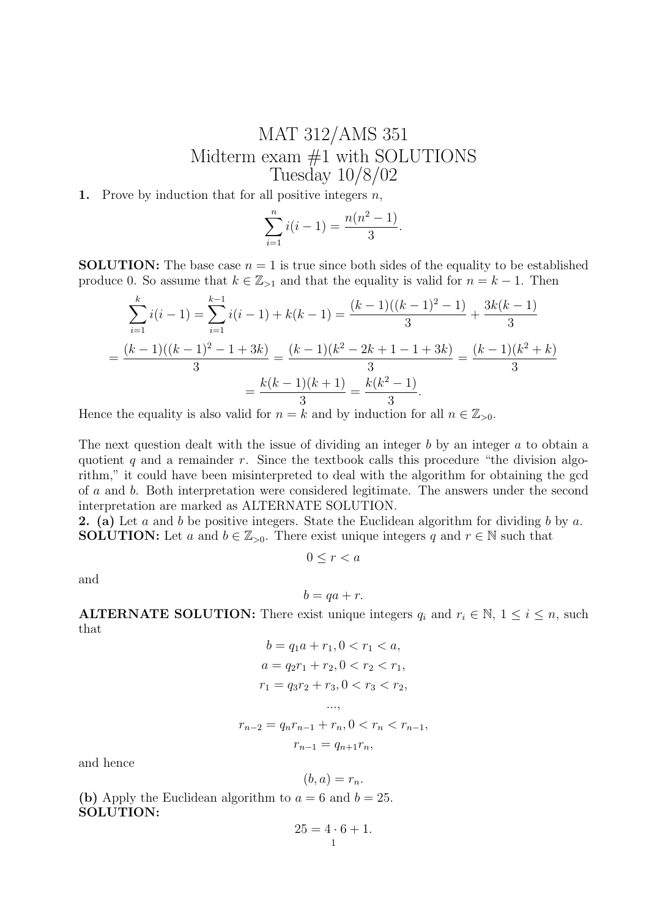# MAT 312/AMS 351
## Midterm exam #1 with SOLUTIONS
### Tuesday 10/8/02

**1.** Prove by induction that for all positive integers $n$,

$$\sum_{i=1}^{n} i(i-1) = \frac{n(n^2-1)}{3}.$$

**SOLUTION:** The base case $n = 1$ is true since both sides of the equality to be established produce 0. So assume that $k \in \mathbb{Z}_{>1}$ and that the equality is valid for $n = k - 1$. Then

$$\sum_{i=1}^{k} i(i-1) = \sum_{i=1}^{k-1} i(i-1) + k(k-1) = \frac{(k-1)((k-1)^2-1)}{3} + \frac{3k(k-1)}{3}$$

$$= \frac{(k-1)((k-1)^2-1+3k)}{3} = \frac{(k-1)(k^2-2k+1-1+3k)}{3} = \frac{(k-1)(k^2+k)}{3}$$

$$= \frac{k(k-1)(k+1)}{3} = \frac{k(k^2-1)}{3}.$$

Hence the equality is also valid for $n = k$ and by induction for all $n \in \mathbb{Z}_{>0}$.

The next question dealt with the issue of dividing an integer $b$ by an integer $a$ to obtain a quotient $q$ and a remainder $r$. Since the textbook calls this procedure "the division algorithm," it could have been misinterpreted to deal with the algorithm for obtaining the gcd of $a$ and $b$. Both interpretation were considered legitimate. The answers under the second interpretation are marked as ALTERNATE SOLUTION.

**2. (a)** Let $a$ and $b$ be positive integers. State the Euclidean algorithm for dividing $b$ by $a$.

**SOLUTION:** Let $a$ and $b \in \mathbb{Z}_{>0}$. There exist unique integers $q$ and $r \in \mathbb{N}$ such that

$$0 \leq r < a$$

and

$$b = qa + r.$$

**ALTERNATE SOLUTION:** There exist unique integers $q_i$ and $r_i \in \mathbb{N}$, $1 \leq i \leq n$, such that

$$b = q_1 a + r_1, 0 < r_1 < a,$$

$$a = q_2 r_1 + r_2, 0 < r_2 < r_1,$$

$$r_1 = q_3 r_2 + r_3, 0 < r_3 < r_2,$$

$$...,$$

$$r_{n-2} = q_n r_{n-1} + r_n, 0 < r_n < r_{n-1},$$

$$r_{n-1} = q_{n+1} r_n,$$

and hence

$$(b, a) = r_n.$$

**(b)** Apply the Euclidean algorithm to $a = 6$ and $b = 25$.

**SOLUTION:**

$$25 = 4 \cdot 6 + 1.$$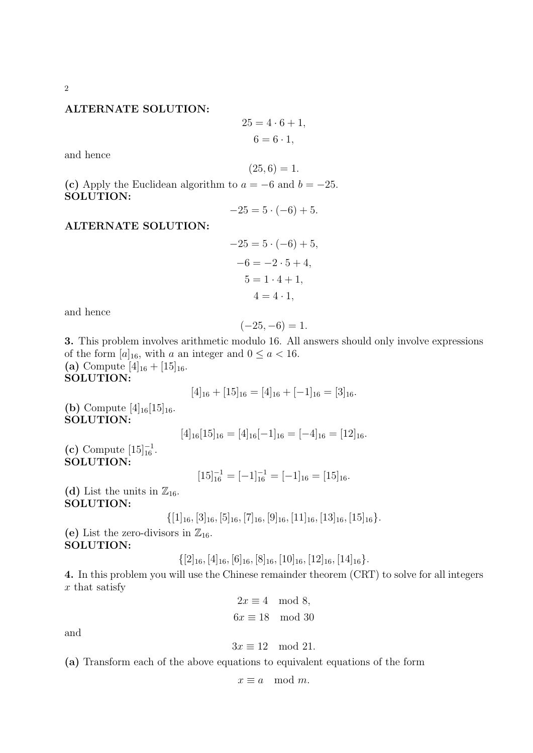**ALTERNATE SOLUTION:**

$$25 = 4 \cdot 6 + 1,$$
$$6 = 6 \cdot 1,$$

and hence

$$(25, 6) = 1.$$

**(c)** Apply the Euclidean algorithm to $a = -6$ and $b = -25$.
**SOLUTION:**

$$-25 = 5 \cdot (-6) + 5.$$

**ALTERNATE SOLUTION:**

$$-25 = 5 \cdot (-6) + 5,$$
$$-6 = -2 \cdot 5 + 4,$$
$$5 = 1 \cdot 4 + 1,$$
$$4 = 4 \cdot 1,$$

and hence

$$(-25, -6) = 1.$$

**3.** This problem involves arithmetic modulo 16. All answers should only involve expressions of the form $[a]_{16}$, with $a$ an integer and $0 \leq a < 16$.
**(a)** Compute $[4]_{16} + [15]_{16}$.
**SOLUTION:**

$$[4]_{16} + [15]_{16} = [4]_{16} + [-1]_{16} = [3]_{16}.$$

**(b)** Compute $[4]_{16}[15]_{16}$.
**SOLUTION:**

$$[4]_{16}[15]_{16} = [4]_{16}[-1]_{16} = [-4]_{16} = [12]_{16}.$$

**(c)** Compute $[15]_{16}^{-1}$.
**SOLUTION:**

$$[15]_{16}^{-1} = [-1]_{16}^{-1} = [-1]_{16} = [15]_{16}.$$

**(d)** List the units in $\mathbb{Z}_{16}$.
**SOLUTION:**

$$\{[1]_{16}, [3]_{16}, [5]_{16}, [7]_{16}, [9]_{16}, [11]_{16}, [13]_{16}, [15]_{16}\}.$$

**(e)** List the zero-divisors in $\mathbb{Z}_{16}$.
**SOLUTION:**

$$\{[2]_{16}, [4]_{16}, [6]_{16}, [8]_{16}, [10]_{16}, [12]_{16}, [14]_{16}\}.$$

**4.** In this problem you will use the Chinese remainder theorem (CRT) to solve for all integers $x$ that satisfy

$$2x \equiv 4 \mod 8,$$
$$6x \equiv 18 \mod 30$$

and

$$3x \equiv 12 \mod 21.$$

**(a)** Transform each of the above equations to equivalent equations of the form

$$x \equiv a \mod m.$$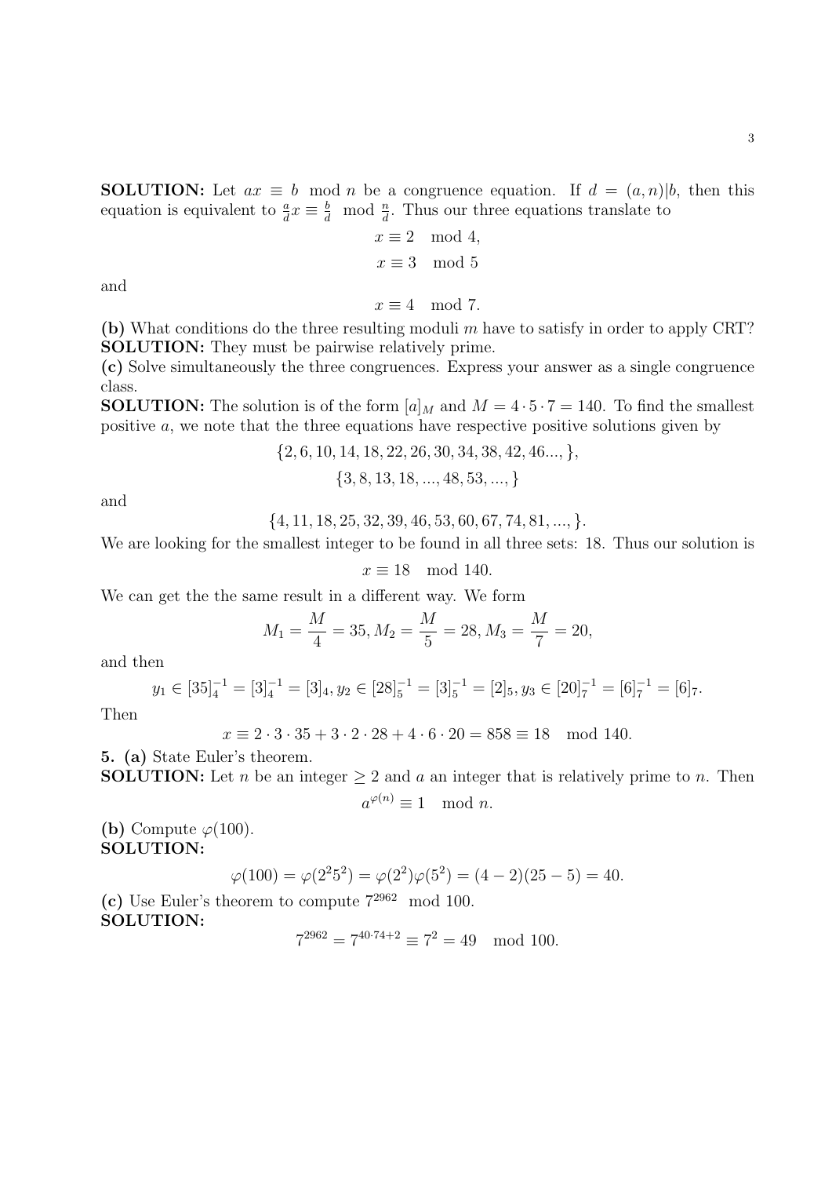**SOLUTION:** Let $ax \equiv b \mod n$ be a congruence equation. If $d = (a, n)|b$, then this equation is equivalent to $\frac{a}{d}x \equiv \frac{b}{d} \mod \frac{n}{d}$. Thus our three equations translate to

$$x \equiv 2 \mod 4,$$

$$x \equiv 3 \mod 5$$

and

$$x \equiv 4 \mod 7.$$

**(b)** What conditions do the three resulting moduli $m$ have to satisfy in order to apply CRT?
**SOLUTION:** They must be pairwise relatively prime.

**(c)** Solve simultaneously the three congruences. Express your answer as a single congruence class.
**SOLUTION:** The solution is of the form $[a]_M$ and $M = 4 \cdot 5 \cdot 7 = 140$. To find the smallest positive $a$, we note that the three equations have respective positive solutions given by

$$\{2, 6, 10, 14, 18, 22, 26, 30, 34, 38, 42, 46..., \},$$

$$\{3, 8, 13, 18, ..., 48, 53, ..., \}$$

and

$$\{4, 11, 18, 25, 32, 39, 46, 53, 60, 67, 74, 81, ..., \}.$$

We are looking for the smallest integer to be found in all three sets: 18. Thus our solution is

$$x \equiv 18 \mod 140.$$

We can get the the same result in a different way. We form

$$M_1 = \frac{M}{4} = 35, M_2 = \frac{M}{5} = 28, M_3 = \frac{M}{7} = 20,$$

and then

$$y_1 \in [35]_4^{-1} = [3]_4^{-1} = [3]_4, y_2 \in [28]_5^{-1} = [3]_5^{-1} = [2]_5, y_3 \in [20]_7^{-1} = [6]_7^{-1} = [6]_7.$$

Then

$$x \equiv 2 \cdot 3 \cdot 35 + 3 \cdot 2 \cdot 28 + 4 \cdot 6 \cdot 20 = 858 \equiv 18 \mod 140.$$

**5. (a)** State Euler's theorem.
**SOLUTION:** Let $n$ be an integer $\geq 2$ and $a$ an integer that is relatively prime to $n$. Then

$$a^{\varphi(n)} \equiv 1 \mod n.$$

**(b)** Compute $\varphi(100)$.
**SOLUTION:**

$$\varphi(100) = \varphi(2^2 5^2) = \varphi(2^2)\varphi(5^2) = (4 - 2)(25 - 5) = 40.$$

**(c)** Use Euler's theorem to compute $7^{2962} \mod 100$.
**SOLUTION:**

$$7^{2962} = 7^{40 \cdot 74 + 2} \equiv 7^2 = 49 \mod 100.$$